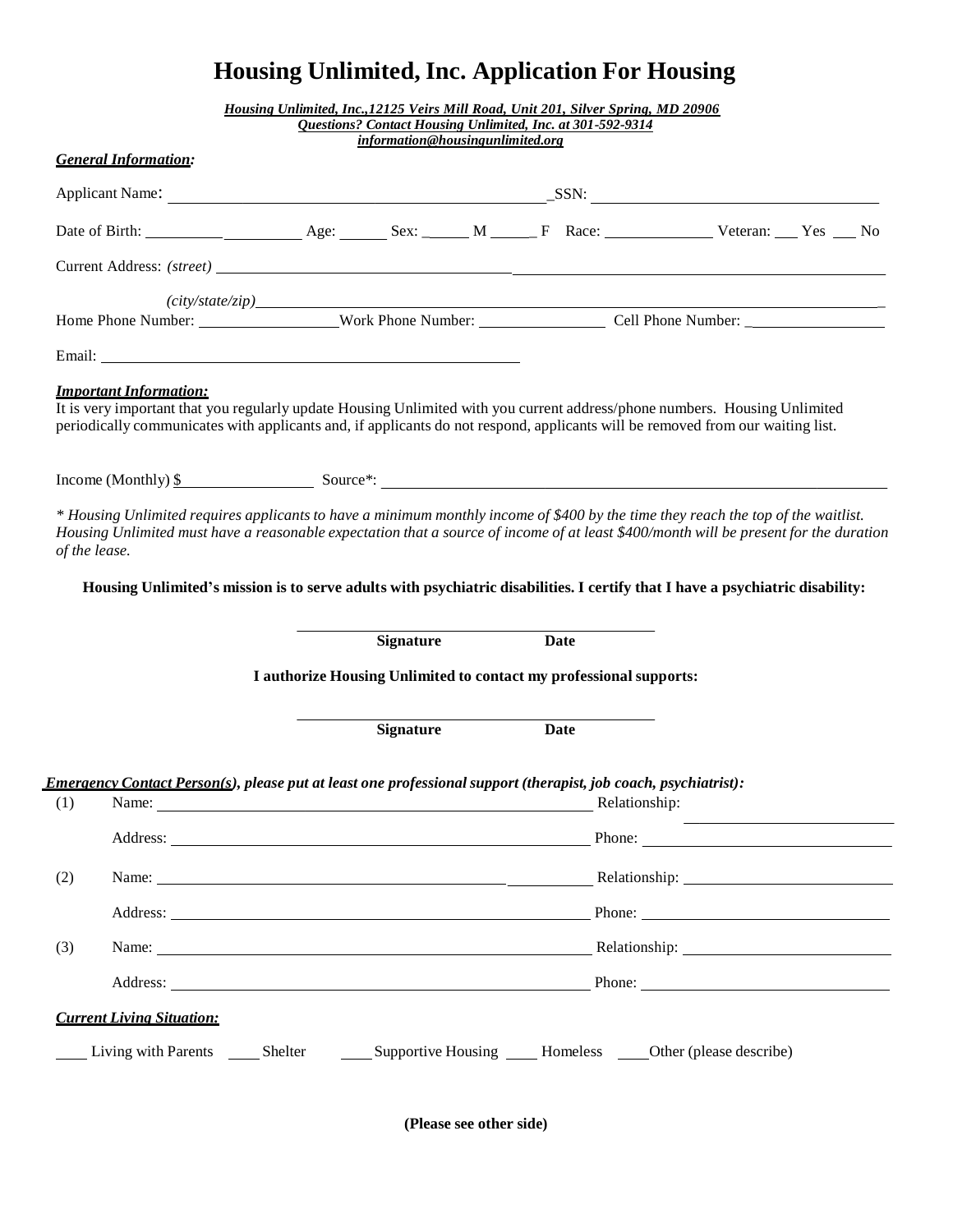# Housing Unlimited, Inc. Application For Housing

***Housing Unlimited, Inc.,12125 Veirs Mill Road, Unit 201, Silver Spring, MD 20906***
***Questions? Contact Housing Unlimited, Inc. at 301-592-9314***
***information@housingunlimited.org***

***General Information:***

Applicant Name: ________________________________________ SSN: ________________________________

Date of Birth: ____________________ Age: ______ Sex: ______ M ______ F Race: ______________ Veteran: ___ Yes ___ No

Current Address: *(street)* ________________________________________________________________

*(city/state/zip)* ________________________________________________________________

Home Phone Number: __________________ Work Phone Number: ________________ Cell Phone Number: __________________

Email: ________________________________________

***Important Information:***
It is very important that you regularly update Housing Unlimited with you current address/phone numbers. Housing Unlimited periodically communicates with applicants and, if applicants do not respond, applicants will be removed from our waiting list.

Income (Monthly) $__________________ Source*: ________________________________________________

*\* Housing Unlimited requires applicants to have a minimum monthly income of $400 by the time they reach the top of the waitlist. Housing Unlimited must have a reasonable expectation that a source of income of at least $400/month will be present for the duration of the lease.*

**Housing Unlimited's mission is to serve adults with psychiatric disabilities. I certify that I have a psychiatric disability:**

________________________________________
**Signature Date**

**I authorize Housing Unlimited to contact my professional supports:**

________________________________________
**Signature Date**

***Emergency Contact Person(s)**, please put at least one professional support (therapist, job coach, psychiatrist):*

(1) Name: ________________________________________ Relationship: ____________________

Address: ________________________________________ Phone: ____________________

(2) Name: ________________________________________ Relationship: ____________________

Address: ________________________________________ Phone: ____________________

(3) Name: ________________________________________ Relationship: ____________________

Address: ________________________________________ Phone: ____________________

***Current Living Situation:***

____ Living with Parents ____ Shelter ____ Supportive Housing ____ Homeless ____ Other (please describe)

**(Please see other side)**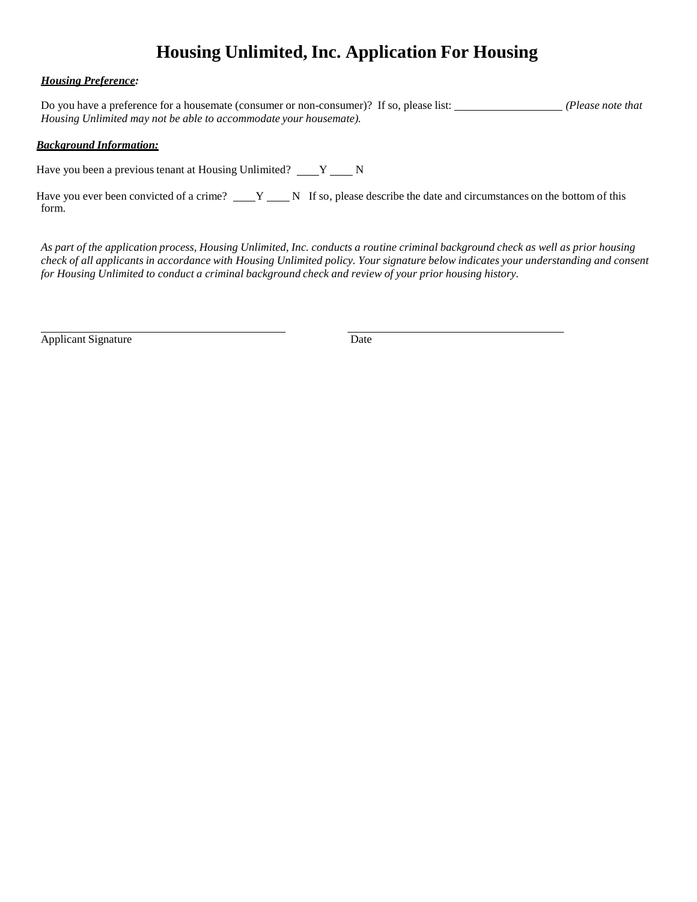# Housing Unlimited, Inc. Application For Housing

***Housing Preference:***

Do you have a preference for a housemate (consumer or non-consumer)? If so, please list: __________________ *(Please note that Housing Unlimited may not be able to accommodate your housemate).*

***Background Information:***

Have you been a previous tenant at Housing Unlimited? ____Y ____ N

Have you ever been convicted of a crime? ____Y ____ N If so, please describe the date and circumstances on the bottom of this form.

*As part of the application process, Housing Unlimited, Inc. conducts a routine criminal background check as well as prior housing check of all applicants in accordance with Housing Unlimited policy. Your signature below indicates your understanding and consent for Housing Unlimited to conduct a criminal background check and review of your prior housing history.*

________________________________________ ________________________________________

Applicant Signature Date